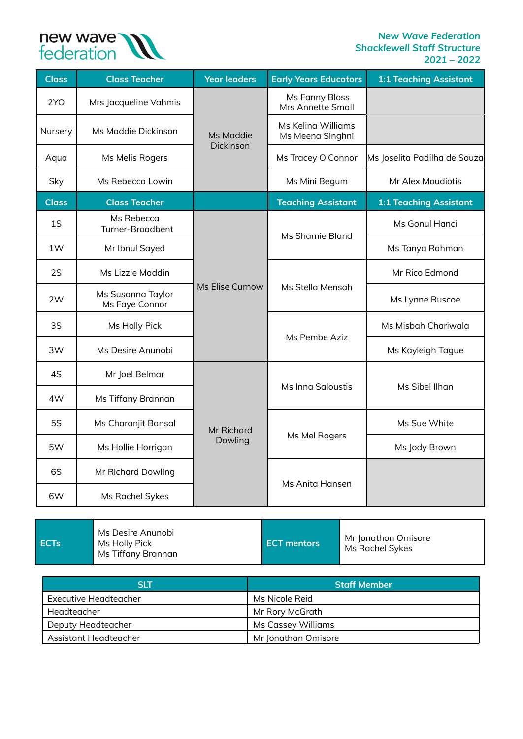new wave federation

*New Wave Federation*
*Shacklewell Staff Structure*
*2021 – 2022*

| Class | Class Teacher | Year leaders | Early Years Educators | 1:1 Teaching Assistant |
|---|---|---|---|---|
| 2YO | Mrs Jacqueline Vahmis | Ms Maddie Dickinson | Ms Fanny Bloss<br>Mrs Annette Small | |
| Nursery | Ms Maddie Dickinson | | Ms Kelina Williams<br>Ms Meena Singhni | |
| Aqua | Ms Melis Rogers | | Ms Tracey O'Connor | Ms Joselita Padilha de Souza |
| Sky | Ms Rebecca Lowin | | Ms Mini Begum | Mr Alex Moudiotis |
| **Class** | **Class Teacher** | | **Teaching Assistant** | **1:1 Teaching Assistant** |
| 1S | Ms Rebecca Turner-Broadbent | Ms Elise Curnow | Ms Sharnie Bland | Ms Gonul Hanci |
| 1W | Mr Ibnul Sayed | | | Ms Tanya Rahman |
| 2S | Ms Lizzie Maddin | | Ms Stella Mensah | Mr Rico Edmond |
| 2W | Ms Susanna Taylor<br>Ms Faye Connor | | | Ms Lynne Ruscoe |
| 3S | Ms Holly Pick | | Ms Pembe Aziz | Ms Misbah Chariwala |
| 3W | Ms Desire Anunobi | | | Ms Kayleigh Tague |
| 4S | Mr Joel Belmar | Mr Richard Dowling | Ms Inna Saloustis | Ms Sibel Ilhan |
| 4W | Ms Tiffany Brannan | | | |
| 5S | Ms Charanjit Bansal | | Ms Mel Rogers | Ms Sue White |
| 5W | Ms Hollie Horrigan | | | Ms Jody Brown |
| 6S | Mr Richard Dowling | | Ms Anita Hansen | |
| 6W | Ms Rachel Sykes | | | |

| ECTs | | ECT mentors | |
|---|---|---|---|
| ECTs | Ms Desire Anunobi<br>Ms Holly Pick<br>Ms Tiffany Brannan | ECT mentors | Mr Jonathon Omisore<br>Ms Rachel Sykes |

| SLT | Staff Member |
|---|---|
| Executive Headteacher | Ms Nicole Reid |
| Headteacher | Mr Rory McGrath |
| Deputy Headteacher | Ms Cassey Williams |
| Assistant Headteacher | Mr Jonathan Omisore |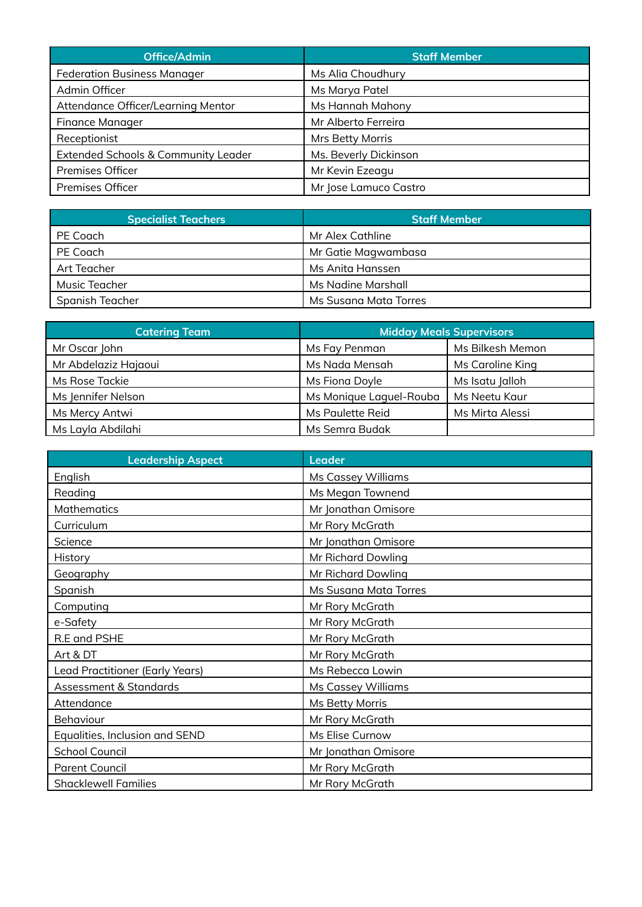| Office/Admin | Staff Member |
|---|---|
| Federation Business Manager | Ms Alia Choudhury |
| Admin Officer | Ms Marya Patel |
| Attendance Officer/Learning Mentor | Ms Hannah Mahony |
| Finance Manager | Mr Alberto Ferreira |
| Receptionist | Mrs Betty Morris |
| Extended Schools & Community Leader | Ms. Beverly Dickinson |
| Premises Officer | Mr Kevin Ezeagu |
| Premises Officer | Mr Jose Lamuco Castro |

| Specialist Teachers | Staff Member |
|---|---|
| PE Coach | Mr Alex Cathline |
| PE Coach | Mr Gatie Magwambasa |
| Art Teacher | Ms Anita Hanssen |
| Music Teacher | Ms Nadine Marshall |
| Spanish Teacher | Ms Susana Mata Torres |

| Catering Team | Midday Meals Supervisors | |
|---|---|---|
| Mr Oscar John | Ms Fay Penman | Ms Bilkesh Memon |
| Mr Abdelaziz Hajaoui | Ms Nada Mensah | Ms Caroline King |
| Ms Rose Tackie | Ms Fiona Doyle | Ms Isatu Jalloh |
| Ms Jennifer Nelson | Ms Monique Laguel-Rouba | Ms Neetu Kaur |
| Ms Mercy Antwi | Ms Paulette Reid | Ms Mirta Alessi |
| Ms Layla Abdilahi | Ms Semra Budak | |

| Leadership Aspect | Leader |
|---|---|
| English | Ms Cassey Williams |
| Reading | Ms Megan Townend |
| Mathematics | Mr Jonathan Omisore |
| Curriculum | Mr Rory McGrath |
| Science | Mr Jonathan Omisore |
| History | Mr Richard Dowling |
| Geography | Mr Richard Dowling |
| Spanish | Ms Susana Mata Torres |
| Computing | Mr Rory McGrath |
| e-Safety | Mr Rory McGrath |
| R.E and PSHE | Mr Rory McGrath |
| Art & DT | Mr Rory McGrath |
| Lead Practitioner (Early Years) | Ms Rebecca Lowin |
| Assessment & Standards | Ms Cassey Williams |
| Attendance | Ms Betty Morris |
| Behaviour | Mr Rory McGrath |
| Equalities, Inclusion and SEND | Ms Elise Curnow |
| School Council | Mr Jonathan Omisore |
| Parent Council | Mr Rory McGrath |
| Shacklewell Families | Mr Rory McGrath |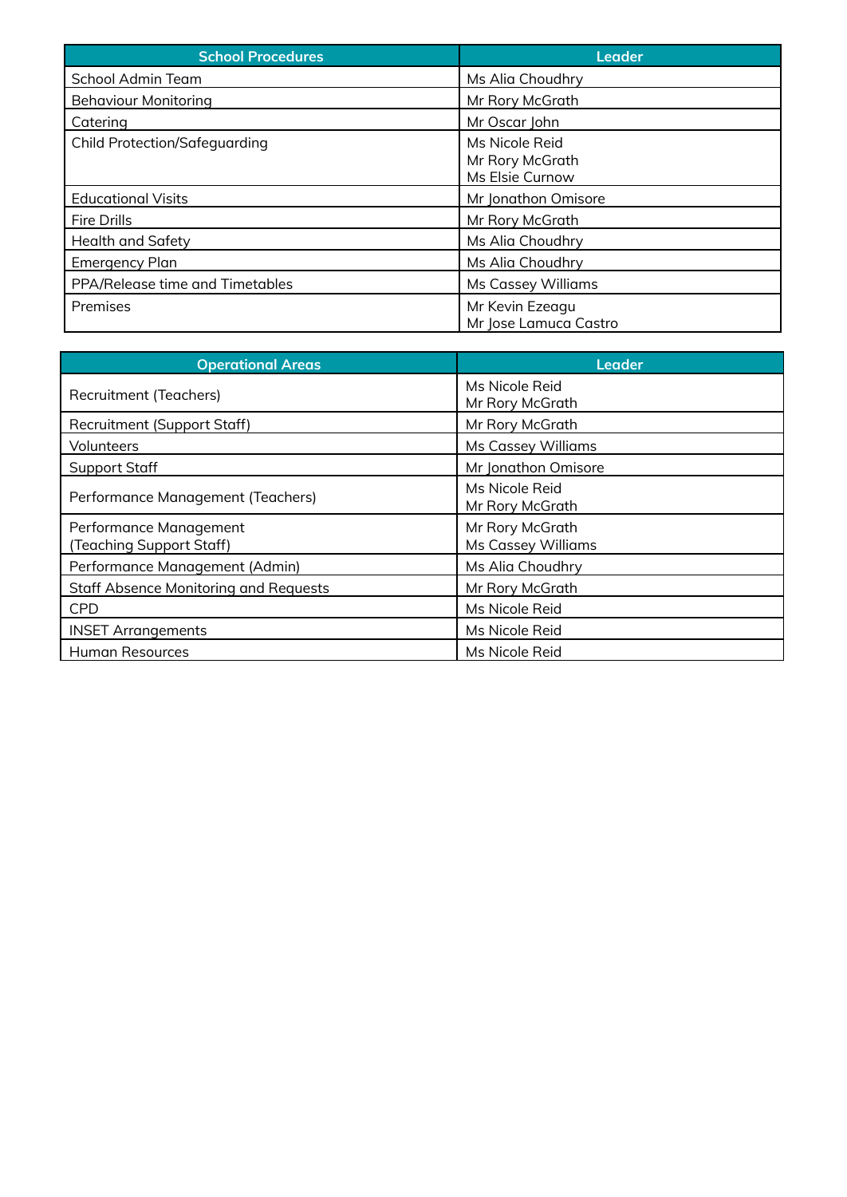| School Procedures | Leader |
| --- | --- |
| School Admin Team | Ms Alia Choudhry |
| Behaviour Monitoring | Mr Rory McGrath |
| Catering | Mr Oscar John |
| Child Protection/Safeguarding | Ms Nicole Reid<br>Mr Rory McGrath<br>Ms Elsie Curnow |
| Educational Visits | Mr Jonathon Omisore |
| Fire Drills | Mr Rory McGrath |
| Health and Safety | Ms Alia Choudhry |
| Emergency Plan | Ms Alia Choudhry |
| PPA/Release time and Timetables | Ms Cassey Williams |
| Premises | Mr Kevin Ezeagu<br>Mr Jose Lamuca Castro |

| Operational Areas | Leader |
| --- | --- |
| Recruitment (Teachers) | Ms Nicole Reid<br>Mr Rory McGrath |
| Recruitment (Support Staff) | Mr Rory McGrath |
| Volunteers | Ms Cassey Williams |
| Support Staff | Mr Jonathon Omisore |
| Performance Management (Teachers) | Ms Nicole Reid<br>Mr Rory McGrath |
| Performance Management<br>(Teaching Support Staff) | Mr Rory McGrath<br>Ms Cassey Williams |
| Performance Management (Admin) | Ms Alia Choudhry |
| Staff Absence Monitoring and Requests | Mr Rory McGrath |
| CPD | Ms Nicole Reid |
| INSET Arrangements | Ms Nicole Reid |
| Human Resources | Ms Nicole Reid |